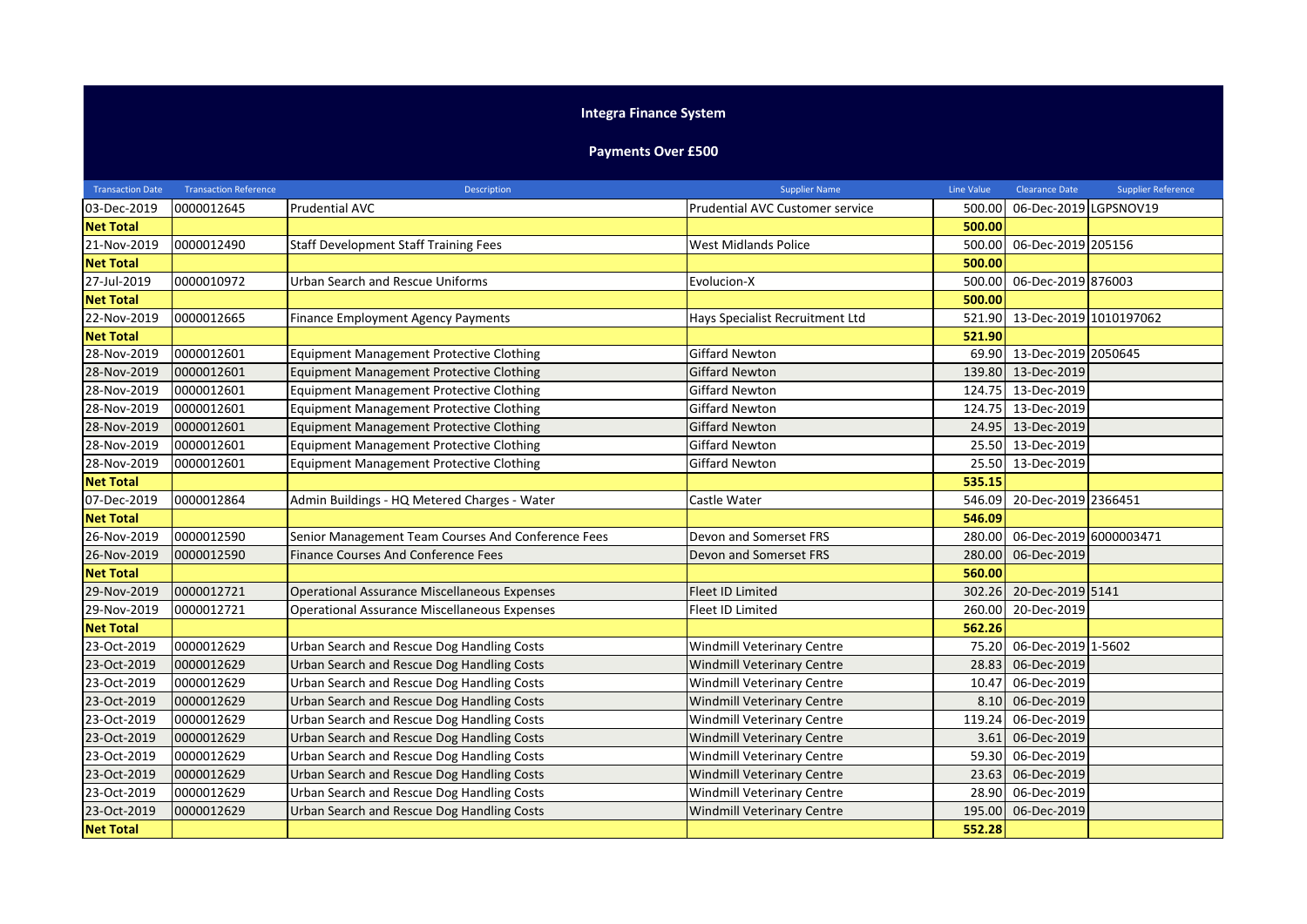## Integra Finance System

### Payments Over £500

| Transaction Date | Transaction Reference | Description | Supplier Name | Line Value | Clearance Date | Supplier Reference |
|---|---|---|---|---|---|---|
| 03-Dec-2019 | 0000012645 | Prudential AVC | Prudential AVC Customer service | 500.00 | 06-Dec-2019 | LGPSNOV19 |
| **Net Total** | | | | **500.00** | | |
| 21-Nov-2019 | 0000012490 | Staff Development Staff Training Fees | West Midlands Police | 500.00 | 06-Dec-2019 | 205156 |
| **Net Total** | | | | **500.00** | | |
| 27-Jul-2019 | 0000010972 | Urban Search and Rescue Uniforms | Evolucion-X | 500.00 | 06-Dec-2019 | 876003 |
| **Net Total** | | | | **500.00** | | |
| 22-Nov-2019 | 0000012665 | Finance Employment Agency Payments | Hays Specialist Recruitment Ltd | 521.90 | 13-Dec-2019 | 1010197062 |
| **Net Total** | | | | **521.90** | | |
| 28-Nov-2019 | 0000012601 | Equipment Management Protective Clothing | Giffard Newton | 69.90 | 13-Dec-2019 | 2050645 |
| 28-Nov-2019 | 0000012601 | Equipment Management Protective Clothing | Giffard Newton | 139.80 | 13-Dec-2019 | |
| 28-Nov-2019 | 0000012601 | Equipment Management Protective Clothing | Giffard Newton | 124.75 | 13-Dec-2019 | |
| 28-Nov-2019 | 0000012601 | Equipment Management Protective Clothing | Giffard Newton | 124.75 | 13-Dec-2019 | |
| 28-Nov-2019 | 0000012601 | Equipment Management Protective Clothing | Giffard Newton | 24.95 | 13-Dec-2019 | |
| 28-Nov-2019 | 0000012601 | Equipment Management Protective Clothing | Giffard Newton | 25.50 | 13-Dec-2019 | |
| 28-Nov-2019 | 0000012601 | Equipment Management Protective Clothing | Giffard Newton | 25.50 | 13-Dec-2019 | |
| **Net Total** | | | | **535.15** | | |
| 07-Dec-2019 | 0000012864 | Admin Buildings - HQ Metered Charges - Water | Castle Water | 546.09 | 20-Dec-2019 | 2366451 |
| **Net Total** | | | | **546.09** | | |
| 26-Nov-2019 | 0000012590 | Senior Management Team Courses And Conference Fees | Devon and Somerset FRS | 280.00 | 06-Dec-2019 | 6000003471 |
| 26-Nov-2019 | 0000012590 | Finance Courses And Conference Fees | Devon and Somerset FRS | 280.00 | 06-Dec-2019 | |
| **Net Total** | | | | **560.00** | | |
| 29-Nov-2019 | 0000012721 | Operational Assurance Miscellaneous Expenses | Fleet ID Limited | 302.26 | 20-Dec-2019 | 5141 |
| 29-Nov-2019 | 0000012721 | Operational Assurance Miscellaneous Expenses | Fleet ID Limited | 260.00 | 20-Dec-2019 | |
| **Net Total** | | | | **562.26** | | |
| 23-Oct-2019 | 0000012629 | Urban Search and Rescue Dog Handling Costs | Windmill Veterinary Centre | 75.20 | 06-Dec-2019 | 1-5602 |
| 23-Oct-2019 | 0000012629 | Urban Search and Rescue Dog Handling Costs | Windmill Veterinary Centre | 28.83 | 06-Dec-2019 | |
| 23-Oct-2019 | 0000012629 | Urban Search and Rescue Dog Handling Costs | Windmill Veterinary Centre | 10.47 | 06-Dec-2019 | |
| 23-Oct-2019 | 0000012629 | Urban Search and Rescue Dog Handling Costs | Windmill Veterinary Centre | 8.10 | 06-Dec-2019 | |
| 23-Oct-2019 | 0000012629 | Urban Search and Rescue Dog Handling Costs | Windmill Veterinary Centre | 119.24 | 06-Dec-2019 | |
| 23-Oct-2019 | 0000012629 | Urban Search and Rescue Dog Handling Costs | Windmill Veterinary Centre | 3.61 | 06-Dec-2019 | |
| 23-Oct-2019 | 0000012629 | Urban Search and Rescue Dog Handling Costs | Windmill Veterinary Centre | 59.30 | 06-Dec-2019 | |
| 23-Oct-2019 | 0000012629 | Urban Search and Rescue Dog Handling Costs | Windmill Veterinary Centre | 23.63 | 06-Dec-2019 | |
| 23-Oct-2019 | 0000012629 | Urban Search and Rescue Dog Handling Costs | Windmill Veterinary Centre | 28.90 | 06-Dec-2019 | |
| 23-Oct-2019 | 0000012629 | Urban Search and Rescue Dog Handling Costs | Windmill Veterinary Centre | 195.00 | 06-Dec-2019 | |
| **Net Total** | | | | **552.28** | | |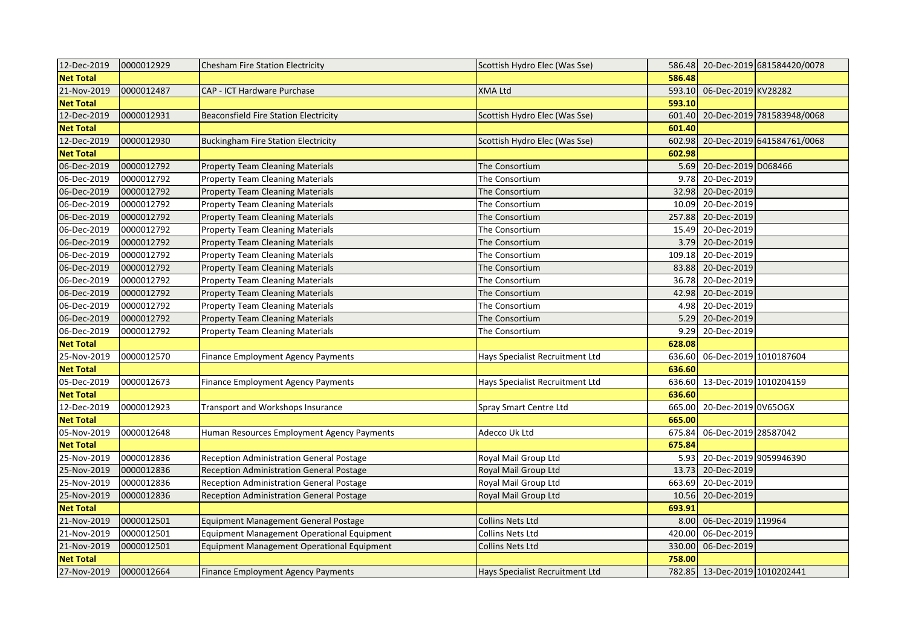| | | | | | | |
|---|---|---|---|---|---|---|
| 12-Dec-2019 | 0000012929 | Chesham Fire Station Electricity | Scottish Hydro Elec (Was Sse) | 586.48 | 20-Dec-2019 | 681584420/0078 |
| **Net Total** | | | | **586.48** | | |
| 21-Nov-2019 | 0000012487 | CAP - ICT Hardware Purchase | XMA Ltd | 593.10 | 06-Dec-2019 | KV28282 |
| **Net Total** | | | | **593.10** | | |
| 12-Dec-2019 | 0000012931 | Beaconsfield Fire Station Electricity | Scottish Hydro Elec (Was Sse) | 601.40 | 20-Dec-2019 | 781583948/0068 |
| **Net Total** | | | | **601.40** | | |
| 12-Dec-2019 | 0000012930 | Buckingham Fire Station Electricity | Scottish Hydro Elec (Was Sse) | 602.98 | 20-Dec-2019 | 641584761/0068 |
| **Net Total** | | | | **602.98** | | |
| 06-Dec-2019 | 0000012792 | Property Team Cleaning Materials | The Consortium | 5.69 | 20-Dec-2019 | D068466 |
| 06-Dec-2019 | 0000012792 | Property Team Cleaning Materials | The Consortium | 9.78 | 20-Dec-2019 | |
| 06-Dec-2019 | 0000012792 | Property Team Cleaning Materials | The Consortium | 32.98 | 20-Dec-2019 | |
| 06-Dec-2019 | 0000012792 | Property Team Cleaning Materials | The Consortium | 10.09 | 20-Dec-2019 | |
| 06-Dec-2019 | 0000012792 | Property Team Cleaning Materials | The Consortium | 257.88 | 20-Dec-2019 | |
| 06-Dec-2019 | 0000012792 | Property Team Cleaning Materials | The Consortium | 15.49 | 20-Dec-2019 | |
| 06-Dec-2019 | 0000012792 | Property Team Cleaning Materials | The Consortium | 3.79 | 20-Dec-2019 | |
| 06-Dec-2019 | 0000012792 | Property Team Cleaning Materials | The Consortium | 109.18 | 20-Dec-2019 | |
| 06-Dec-2019 | 0000012792 | Property Team Cleaning Materials | The Consortium | 83.88 | 20-Dec-2019 | |
| 06-Dec-2019 | 0000012792 | Property Team Cleaning Materials | The Consortium | 36.78 | 20-Dec-2019 | |
| 06-Dec-2019 | 0000012792 | Property Team Cleaning Materials | The Consortium | 42.98 | 20-Dec-2019 | |
| 06-Dec-2019 | 0000012792 | Property Team Cleaning Materials | The Consortium | 4.98 | 20-Dec-2019 | |
| 06-Dec-2019 | 0000012792 | Property Team Cleaning Materials | The Consortium | 5.29 | 20-Dec-2019 | |
| 06-Dec-2019 | 0000012792 | Property Team Cleaning Materials | The Consortium | 9.29 | 20-Dec-2019 | |
| **Net Total** | | | | **628.08** | | |
| 25-Nov-2019 | 0000012570 | Finance Employment Agency Payments | Hays Specialist Recruitment Ltd | 636.60 | 06-Dec-2019 | 1010187604 |
| **Net Total** | | | | **636.60** | | |
| 05-Dec-2019 | 0000012673 | Finance Employment Agency Payments | Hays Specialist Recruitment Ltd | 636.60 | 13-Dec-2019 | 1010204159 |
| **Net Total** | | | | **636.60** | | |
| 12-Dec-2019 | 0000012923 | Transport and Workshops Insurance | Spray Smart Centre Ltd | 665.00 | 20-Dec-2019 | 0V65OGX |
| **Net Total** | | | | **665.00** | | |
| 05-Nov-2019 | 0000012648 | Human Resources Employment Agency Payments | Adecco Uk Ltd | 675.84 | 06-Dec-2019 | 28587042 |
| **Net Total** | | | | **675.84** | | |
| 25-Nov-2019 | 0000012836 | Reception Administration General Postage | Royal Mail Group Ltd | 5.93 | 20-Dec-2019 | 9059946390 |
| 25-Nov-2019 | 0000012836 | Reception Administration General Postage | Royal Mail Group Ltd | 13.73 | 20-Dec-2019 | |
| 25-Nov-2019 | 0000012836 | Reception Administration General Postage | Royal Mail Group Ltd | 663.69 | 20-Dec-2019 | |
| 25-Nov-2019 | 0000012836 | Reception Administration General Postage | Royal Mail Group Ltd | 10.56 | 20-Dec-2019 | |
| **Net Total** | | | | **693.91** | | |
| 21-Nov-2019 | 0000012501 | Equipment Management General Postage | Collins Nets Ltd | 8.00 | 06-Dec-2019 | 119964 |
| 21-Nov-2019 | 0000012501 | Equipment Management Operational Equipment | Collins Nets Ltd | 420.00 | 06-Dec-2019 | |
| 21-Nov-2019 | 0000012501 | Equipment Management Operational Equipment | Collins Nets Ltd | 330.00 | 06-Dec-2019 | |
| **Net Total** | | | | **758.00** | | |
| 27-Nov-2019 | 0000012664 | Finance Employment Agency Payments | Hays Specialist Recruitment Ltd | 782.85 | 13-Dec-2019 | 1010202441 |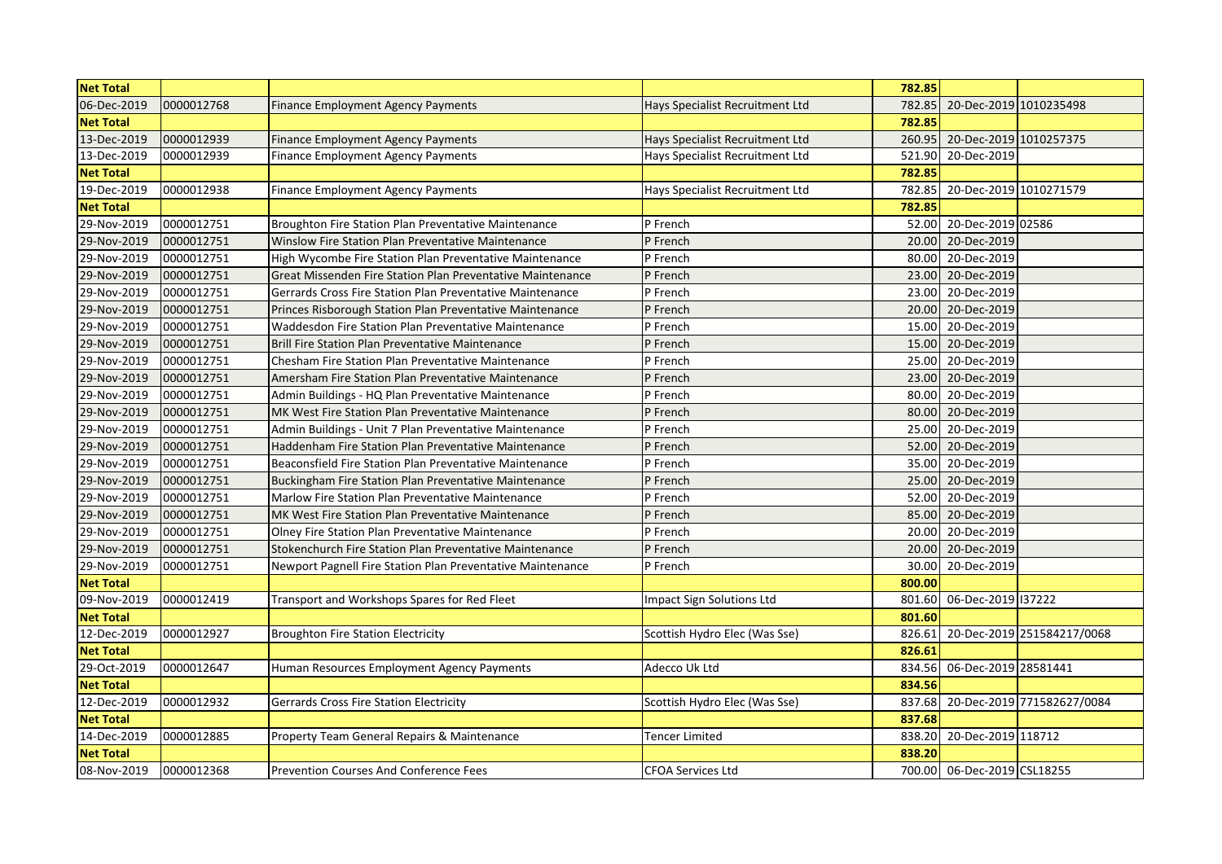| | | | | | | |
|---|---|---|---|---|---|---|
| **Net Total** | | | | 782.85 | | |
| 06-Dec-2019 | 0000012768 | Finance Employment Agency Payments | Hays Specialist Recruitment Ltd | 782.85 | 20-Dec-2019 | 1010235498 |
| **Net Total** | | | | 782.85 | | |
| 13-Dec-2019 | 0000012939 | Finance Employment Agency Payments | Hays Specialist Recruitment Ltd | 260.95 | 20-Dec-2019 | 1010257375 |
| 13-Dec-2019 | 0000012939 | Finance Employment Agency Payments | Hays Specialist Recruitment Ltd | 521.90 | 20-Dec-2019 | |
| **Net Total** | | | | 782.85 | | |
| 19-Dec-2019 | 0000012938 | Finance Employment Agency Payments | Hays Specialist Recruitment Ltd | 782.85 | 20-Dec-2019 | 1010271579 |
| **Net Total** | | | | 782.85 | | |
| 29-Nov-2019 | 0000012751 | Broughton Fire Station Plan Preventative Maintenance | P French | 52.00 | 20-Dec-2019 | 02586 |
| 29-Nov-2019 | 0000012751 | Winslow Fire Station Plan Preventative Maintenance | P French | 20.00 | 20-Dec-2019 | |
| 29-Nov-2019 | 0000012751 | High Wycombe Fire Station Plan Preventative Maintenance | P French | 80.00 | 20-Dec-2019 | |
| 29-Nov-2019 | 0000012751 | Great Missenden Fire Station Plan Preventative Maintenance | P French | 23.00 | 20-Dec-2019 | |
| 29-Nov-2019 | 0000012751 | Gerrards Cross Fire Station Plan Preventative Maintenance | P French | 23.00 | 20-Dec-2019 | |
| 29-Nov-2019 | 0000012751 | Princes Risborough Station Plan Preventative Maintenance | P French | 20.00 | 20-Dec-2019 | |
| 29-Nov-2019 | 0000012751 | Waddesdon Fire Station Plan Preventative Maintenance | P French | 15.00 | 20-Dec-2019 | |
| 29-Nov-2019 | 0000012751 | Brill Fire Station Plan Preventative Maintenance | P French | 15.00 | 20-Dec-2019 | |
| 29-Nov-2019 | 0000012751 | Chesham Fire Station Plan Preventative Maintenance | P French | 25.00 | 20-Dec-2019 | |
| 29-Nov-2019 | 0000012751 | Amersham Fire Station Plan Preventative Maintenance | P French | 23.00 | 20-Dec-2019 | |
| 29-Nov-2019 | 0000012751 | Admin Buildings - HQ Plan Preventative Maintenance | P French | 80.00 | 20-Dec-2019 | |
| 29-Nov-2019 | 0000012751 | MK West Fire Station Plan Preventative Maintenance | P French | 80.00 | 20-Dec-2019 | |
| 29-Nov-2019 | 0000012751 | Admin Buildings - Unit 7 Plan Preventative Maintenance | P French | 25.00 | 20-Dec-2019 | |
| 29-Nov-2019 | 0000012751 | Haddenham Fire Station Plan Preventative Maintenance | P French | 52.00 | 20-Dec-2019 | |
| 29-Nov-2019 | 0000012751 | Beaconsfield Fire Station Plan Preventative Maintenance | P French | 35.00 | 20-Dec-2019 | |
| 29-Nov-2019 | 0000012751 | Buckingham Fire Station Plan Preventative Maintenance | P French | 25.00 | 20-Dec-2019 | |
| 29-Nov-2019 | 0000012751 | Marlow Fire Station Plan Preventative Maintenance | P French | 52.00 | 20-Dec-2019 | |
| 29-Nov-2019 | 0000012751 | MK West Fire Station Plan Preventative Maintenance | P French | 85.00 | 20-Dec-2019 | |
| 29-Nov-2019 | 0000012751 | Olney Fire Station Plan Preventative Maintenance | P French | 20.00 | 20-Dec-2019 | |
| 29-Nov-2019 | 0000012751 | Stokenchurch Fire Station Plan Preventative Maintenance | P French | 20.00 | 20-Dec-2019 | |
| 29-Nov-2019 | 0000012751 | Newport Pagnell Fire Station Plan Preventative Maintenance | P French | 30.00 | 20-Dec-2019 | |
| **Net Total** | | | | 800.00 | | |
| 09-Nov-2019 | 0000012419 | Transport and Workshops Spares for Red Fleet | Impact Sign Solutions Ltd | 801.60 | 06-Dec-2019 | I37222 |
| **Net Total** | | | | 801.60 | | |
| 12-Dec-2019 | 0000012927 | Broughton Fire Station Electricity | Scottish Hydro Elec (Was Sse) | 826.61 | 20-Dec-2019 | 251584217/0068 |
| **Net Total** | | | | 826.61 | | |
| 29-Oct-2019 | 0000012647 | Human Resources Employment Agency Payments | Adecco Uk Ltd | 834.56 | 06-Dec-2019 | 28581441 |
| **Net Total** | | | | 834.56 | | |
| 12-Dec-2019 | 0000012932 | Gerrards Cross Fire Station Electricity | Scottish Hydro Elec (Was Sse) | 837.68 | 20-Dec-2019 | 771582627/0084 |
| **Net Total** | | | | 837.68 | | |
| 14-Dec-2019 | 0000012885 | Property Team General Repairs & Maintenance | Tencer Limited | 838.20 | 20-Dec-2019 | 118712 |
| **Net Total** | | | | 838.20 | | |
| 08-Nov-2019 | 0000012368 | Prevention Courses And Conference Fees | CFOA Services Ltd | 700.00 | 06-Dec-2019 | CSL18255 |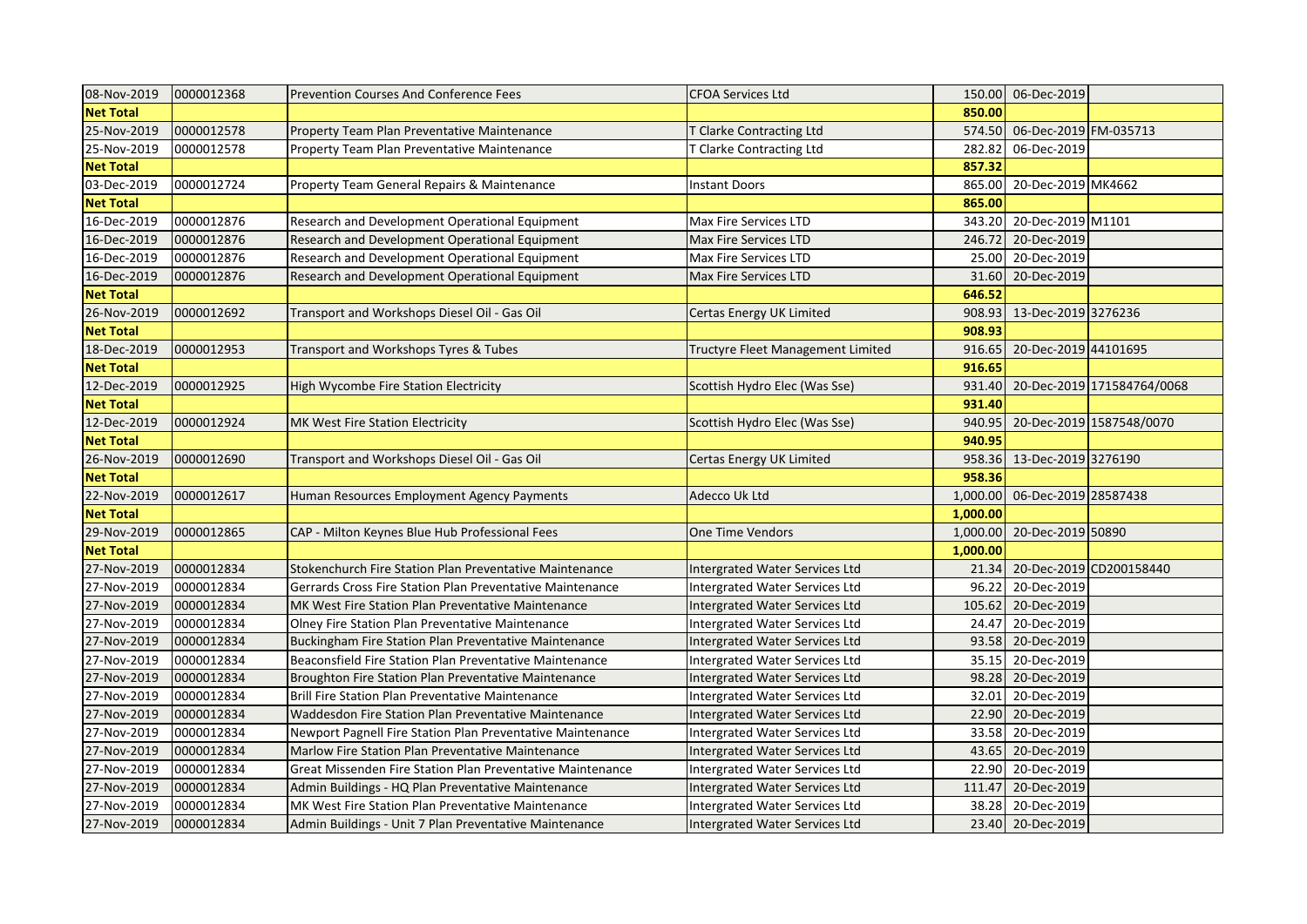| | | | | | | |
|---|---|---|---|---|---|---|
| 08-Nov-2019 | 0000012368 | Prevention Courses And Conference Fees | CFOA Services Ltd | 150.00 | 06-Dec-2019 | |
| **Net Total** | | | | **850.00** | | |
| 25-Nov-2019 | 0000012578 | Property Team Plan Preventative Maintenance | T Clarke Contracting Ltd | 574.50 | 06-Dec-2019 | FM-035713 |
| 25-Nov-2019 | 0000012578 | Property Team Plan Preventative Maintenance | T Clarke Contracting Ltd | 282.82 | 06-Dec-2019 | |
| **Net Total** | | | | **857.32** | | |
| 03-Dec-2019 | 0000012724 | Property Team General Repairs & Maintenance | Instant Doors | 865.00 | 20-Dec-2019 | MK4662 |
| **Net Total** | | | | **865.00** | | |
| 16-Dec-2019 | 0000012876 | Research and Development Operational Equipment | Max Fire Services LTD | 343.20 | 20-Dec-2019 | M1101 |
| 16-Dec-2019 | 0000012876 | Research and Development Operational Equipment | Max Fire Services LTD | 246.72 | 20-Dec-2019 | |
| 16-Dec-2019 | 0000012876 | Research and Development Operational Equipment | Max Fire Services LTD | 25.00 | 20-Dec-2019 | |
| 16-Dec-2019 | 0000012876 | Research and Development Operational Equipment | Max Fire Services LTD | 31.60 | 20-Dec-2019 | |
| **Net Total** | | | | **646.52** | | |
| 26-Nov-2019 | 0000012692 | Transport and Workshops Diesel Oil - Gas Oil | Certas Energy UK Limited | 908.93 | 13-Dec-2019 | 3276236 |
| **Net Total** | | | | **908.93** | | |
| 18-Dec-2019 | 0000012953 | Transport and Workshops Tyres & Tubes | Tructyre Fleet Management Limited | 916.65 | 20-Dec-2019 | 44101695 |
| **Net Total** | | | | **916.65** | | |
| 12-Dec-2019 | 0000012925 | High Wycombe Fire Station Electricity | Scottish Hydro Elec (Was Sse) | 931.40 | 20-Dec-2019 | 171584764/0068 |
| **Net Total** | | | | **931.40** | | |
| 12-Dec-2019 | 0000012924 | MK West Fire Station Electricity | Scottish Hydro Elec (Was Sse) | 940.95 | 20-Dec-2019 | 1587548/0070 |
| **Net Total** | | | | **940.95** | | |
| 26-Nov-2019 | 0000012690 | Transport and Workshops Diesel Oil - Gas Oil | Certas Energy UK Limited | 958.36 | 13-Dec-2019 | 3276190 |
| **Net Total** | | | | **958.36** | | |
| 22-Nov-2019 | 0000012617 | Human Resources Employment Agency Payments | Adecco Uk Ltd | 1,000.00 | 06-Dec-2019 | 28587438 |
| **Net Total** | | | | **1,000.00** | | |
| 29-Nov-2019 | 0000012865 | CAP - Milton Keynes Blue Hub Professional Fees | One Time Vendors | 1,000.00 | 20-Dec-2019 | 50890 |
| **Net Total** | | | | **1,000.00** | | |
| 27-Nov-2019 | 0000012834 | Stokenchurch Fire Station Plan Preventative Maintenance | Intergrated Water Services Ltd | 21.34 | 20-Dec-2019 | CD200158440 |
| 27-Nov-2019 | 0000012834 | Gerrards Cross Fire Station Plan Preventative Maintenance | Intergrated Water Services Ltd | 96.22 | 20-Dec-2019 | |
| 27-Nov-2019 | 0000012834 | MK West Fire Station Plan Preventative Maintenance | Intergrated Water Services Ltd | 105.62 | 20-Dec-2019 | |
| 27-Nov-2019 | 0000012834 | Olney Fire Station Plan Preventative Maintenance | Intergrated Water Services Ltd | 24.47 | 20-Dec-2019 | |
| 27-Nov-2019 | 0000012834 | Buckingham Fire Station Plan Preventative Maintenance | Intergrated Water Services Ltd | 93.58 | 20-Dec-2019 | |
| 27-Nov-2019 | 0000012834 | Beaconsfield Fire Station Plan Preventative Maintenance | Intergrated Water Services Ltd | 35.15 | 20-Dec-2019 | |
| 27-Nov-2019 | 0000012834 | Broughton Fire Station Plan Preventative Maintenance | Intergrated Water Services Ltd | 98.28 | 20-Dec-2019 | |
| 27-Nov-2019 | 0000012834 | Brill Fire Station Plan Preventative Maintenance | Intergrated Water Services Ltd | 32.01 | 20-Dec-2019 | |
| 27-Nov-2019 | 0000012834 | Waddesdon Fire Station Plan Preventative Maintenance | Intergrated Water Services Ltd | 22.90 | 20-Dec-2019 | |
| 27-Nov-2019 | 0000012834 | Newport Pagnell Fire Station Plan Preventative Maintenance | Intergrated Water Services Ltd | 33.58 | 20-Dec-2019 | |
| 27-Nov-2019 | 0000012834 | Marlow Fire Station Plan Preventative Maintenance | Intergrated Water Services Ltd | 43.65 | 20-Dec-2019 | |
| 27-Nov-2019 | 0000012834 | Great Missenden Fire Station Plan Preventative Maintenance | Intergrated Water Services Ltd | 22.90 | 20-Dec-2019 | |
| 27-Nov-2019 | 0000012834 | Admin Buildings - HQ Plan Preventative Maintenance | Intergrated Water Services Ltd | 111.47 | 20-Dec-2019 | |
| 27-Nov-2019 | 0000012834 | MK West Fire Station Plan Preventative Maintenance | Intergrated Water Services Ltd | 38.28 | 20-Dec-2019 | |
| 27-Nov-2019 | 0000012834 | Admin Buildings - Unit 7 Plan Preventative Maintenance | Intergrated Water Services Ltd | 23.40 | 20-Dec-2019 | |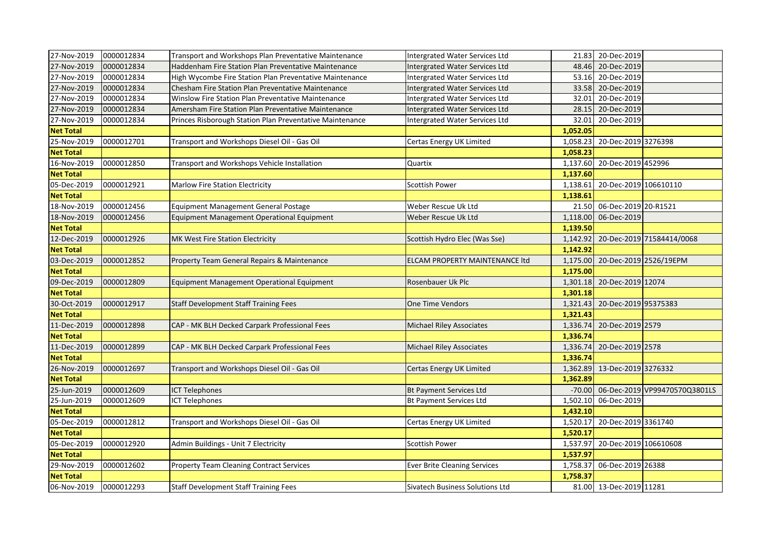| | | | | | | |
|---|---|---|---|---|---|---|
| 27-Nov-2019 | 0000012834 | Transport and Workshops Plan Preventative Maintenance | Intergrated Water Services Ltd | 21.83 | 20-Dec-2019 | |
| 27-Nov-2019 | 0000012834 | Haddenham Fire Station Plan Preventative Maintenance | Intergrated Water Services Ltd | 48.46 | 20-Dec-2019 | |
| 27-Nov-2019 | 0000012834 | High Wycombe Fire Station Plan Preventative Maintenance | Intergrated Water Services Ltd | 53.16 | 20-Dec-2019 | |
| 27-Nov-2019 | 0000012834 | Chesham Fire Station Plan Preventative Maintenance | Intergrated Water Services Ltd | 33.58 | 20-Dec-2019 | |
| 27-Nov-2019 | 0000012834 | Winslow Fire Station Plan Preventative Maintenance | Intergrated Water Services Ltd | 32.01 | 20-Dec-2019 | |
| 27-Nov-2019 | 0000012834 | Amersham Fire Station Plan Preventative Maintenance | Intergrated Water Services Ltd | 28.15 | 20-Dec-2019 | |
| 27-Nov-2019 | 0000012834 | Princes Risborough Station Plan Preventative Maintenance | Intergrated Water Services Ltd | 32.01 | 20-Dec-2019 | |
| **Net Total** | | | | **1,052.05** | | |
| 25-Nov-2019 | 0000012701 | Transport and Workshops Diesel Oil - Gas Oil | Certas Energy UK Limited | 1,058.23 | 20-Dec-2019 | 3276398 |
| **Net Total** | | | | **1,058.23** | | |
| 16-Nov-2019 | 0000012850 | Transport and Workshops Vehicle Installation | Quartix | 1,137.60 | 20-Dec-2019 | 452996 |
| **Net Total** | | | | **1,137.60** | | |
| 05-Dec-2019 | 0000012921 | Marlow Fire Station Electricity | Scottish Power | 1,138.61 | 20-Dec-2019 | 106610110 |
| **Net Total** | | | | **1,138.61** | | |
| 18-Nov-2019 | 0000012456 | Equipment Management General Postage | Weber Rescue Uk Ltd | 21.50 | 06-Dec-2019 | 20-R1521 |
| 18-Nov-2019 | 0000012456 | Equipment Management Operational Equipment | Weber Rescue Uk Ltd | 1,118.00 | 06-Dec-2019 | |
| **Net Total** | | | | **1,139.50** | | |
| 12-Dec-2019 | 0000012926 | MK West Fire Station Electricity | Scottish Hydro Elec (Was Sse) | 1,142.92 | 20-Dec-2019 | 71584414/0068 |
| **Net Total** | | | | **1,142.92** | | |
| 03-Dec-2019 | 0000012852 | Property Team General Repairs & Maintenance | ELCAM PROPERTY MAINTENANCE ltd | 1,175.00 | 20-Dec-2019 | 2526/19EPM |
| **Net Total** | | | | **1,175.00** | | |
| 09-Dec-2019 | 0000012809 | Equipment Management Operational Equipment | Rosenbauer Uk Plc | 1,301.18 | 20-Dec-2019 | 12074 |
| **Net Total** | | | | **1,301.18** | | |
| 30-Oct-2019 | 0000012917 | Staff Development Staff Training Fees | One Time Vendors | 1,321.43 | 20-Dec-2019 | 95375383 |
| **Net Total** | | | | **1,321.43** | | |
| 11-Dec-2019 | 0000012898 | CAP - MK BLH Decked Carpark Professional Fees | Michael Riley Associates | 1,336.74 | 20-Dec-2019 | 2579 |
| **Net Total** | | | | **1,336.74** | | |
| 11-Dec-2019 | 0000012899 | CAP - MK BLH Decked Carpark Professional Fees | Michael Riley Associates | 1,336.74 | 20-Dec-2019 | 2578 |
| **Net Total** | | | | **1,336.74** | | |
| 26-Nov-2019 | 0000012697 | Transport and Workshops Diesel Oil - Gas Oil | Certas Energy UK Limited | 1,362.89 | 13-Dec-2019 | 3276332 |
| **Net Total** | | | | **1,362.89** | | |
| 25-Jun-2019 | 0000012609 | ICT Telephones | Bt Payment Services Ltd | -70.00 | 06-Dec-2019 | VP99470570Q3801LS |
| 25-Jun-2019 | 0000012609 | ICT Telephones | Bt Payment Services Ltd | 1,502.10 | 06-Dec-2019 | |
| **Net Total** | | | | **1,432.10** | | |
| 05-Dec-2019 | 0000012812 | Transport and Workshops Diesel Oil - Gas Oil | Certas Energy UK Limited | 1,520.17 | 20-Dec-2019 | 3361740 |
| **Net Total** | | | | **1,520.17** | | |
| 05-Dec-2019 | 0000012920 | Admin Buildings - Unit 7 Electricity | Scottish Power | 1,537.97 | 20-Dec-2019 | 106610608 |
| **Net Total** | | | | **1,537.97** | | |
| 29-Nov-2019 | 0000012602 | Property Team Cleaning Contract Services | Ever Brite Cleaning Services | 1,758.37 | 06-Dec-2019 | 26388 |
| **Net Total** | | | | **1,758.37** | | |
| 06-Nov-2019 | 0000012293 | Staff Development Staff Training Fees | Sivatech Business Solutions Ltd | 81.00 | 13-Dec-2019 | 11281 |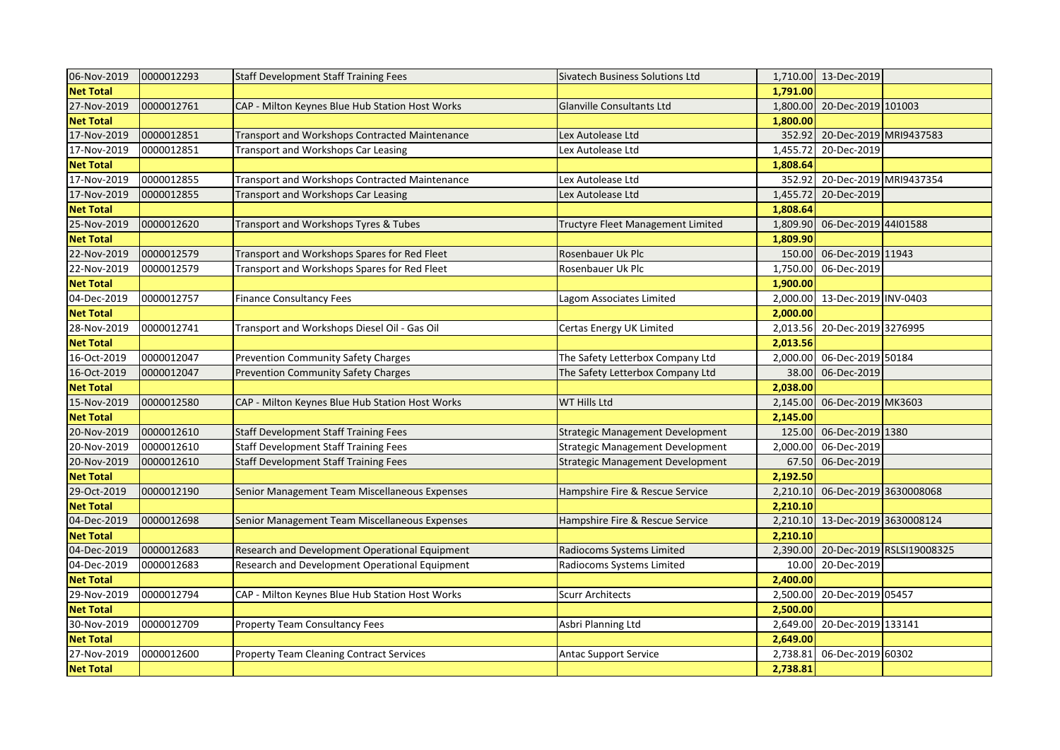| | | | | | | |
|---|---|---|---|---|---|---|
| 06-Nov-2019 | 0000012293 | Staff Development Staff Training Fees | Sivatech Business Solutions Ltd | 1,710.00 | 13-Dec-2019 | |
| **Net Total** | | | | **1,791.00** | | |
| 27-Nov-2019 | 0000012761 | CAP - Milton Keynes Blue Hub Station Host Works | Glanville Consultants Ltd | 1,800.00 | 20-Dec-2019 | 101003 |
| **Net Total** | | | | **1,800.00** | | |
| 17-Nov-2019 | 0000012851 | Transport and Workshops Contracted Maintenance | Lex Autolease Ltd | 352.92 | 20-Dec-2019 | MRI9437583 |
| 17-Nov-2019 | 0000012851 | Transport and Workshops Car Leasing | Lex Autolease Ltd | 1,455.72 | 20-Dec-2019 | |
| **Net Total** | | | | **1,808.64** | | |
| 17-Nov-2019 | 0000012855 | Transport and Workshops Contracted Maintenance | Lex Autolease Ltd | 352.92 | 20-Dec-2019 | MRI9437354 |
| 17-Nov-2019 | 0000012855 | Transport and Workshops Car Leasing | Lex Autolease Ltd | 1,455.72 | 20-Dec-2019 | |
| **Net Total** | | | | **1,808.64** | | |
| 25-Nov-2019 | 0000012620 | Transport and Workshops Tyres & Tubes | Tructyre Fleet Management Limited | 1,809.90 | 06-Dec-2019 | 44I01588 |
| **Net Total** | | | | **1,809.90** | | |
| 22-Nov-2019 | 0000012579 | Transport and Workshops Spares for Red Fleet | Rosenbauer Uk Plc | 150.00 | 06-Dec-2019 | 11943 |
| 22-Nov-2019 | 0000012579 | Transport and Workshops Spares for Red Fleet | Rosenbauer Uk Plc | 1,750.00 | 06-Dec-2019 | |
| **Net Total** | | | | **1,900.00** | | |
| 04-Dec-2019 | 0000012757 | Finance Consultancy Fees | Lagom Associates Limited | 2,000.00 | 13-Dec-2019 | INV-0403 |
| **Net Total** | | | | **2,000.00** | | |
| 28-Nov-2019 | 0000012741 | Transport and Workshops Diesel Oil - Gas Oil | Certas Energy UK Limited | 2,013.56 | 20-Dec-2019 | 3276995 |
| **Net Total** | | | | **2,013.56** | | |
| 16-Oct-2019 | 0000012047 | Prevention Community Safety Charges | The Safety Letterbox Company Ltd | 2,000.00 | 06-Dec-2019 | 50184 |
| 16-Oct-2019 | 0000012047 | Prevention Community Safety Charges | The Safety Letterbox Company Ltd | 38.00 | 06-Dec-2019 | |
| **Net Total** | | | | **2,038.00** | | |
| 15-Nov-2019 | 0000012580 | CAP - Milton Keynes Blue Hub Station Host Works | WT Hills Ltd | 2,145.00 | 06-Dec-2019 | MK3603 |
| **Net Total** | | | | **2,145.00** | | |
| 20-Nov-2019 | 0000012610 | Staff Development Staff Training Fees | Strategic Management Development | 125.00 | 06-Dec-2019 | 1380 |
| 20-Nov-2019 | 0000012610 | Staff Development Staff Training Fees | Strategic Management Development | 2,000.00 | 06-Dec-2019 | |
| 20-Nov-2019 | 0000012610 | Staff Development Staff Training Fees | Strategic Management Development | 67.50 | 06-Dec-2019 | |
| **Net Total** | | | | **2,192.50** | | |
| 29-Oct-2019 | 0000012190 | Senior Management Team Miscellaneous Expenses | Hampshire Fire & Rescue Service | 2,210.10 | 06-Dec-2019 | 3630008068 |
| **Net Total** | | | | **2,210.10** | | |
| 04-Dec-2019 | 0000012698 | Senior Management Team Miscellaneous Expenses | Hampshire Fire & Rescue Service | 2,210.10 | 13-Dec-2019 | 3630008124 |
| **Net Total** | | | | **2,210.10** | | |
| 04-Dec-2019 | 0000012683 | Research and Development Operational Equipment | Radiocoms Systems Limited | 2,390.00 | 20-Dec-2019 | RSLSI19008325 |
| 04-Dec-2019 | 0000012683 | Research and Development Operational Equipment | Radiocoms Systems Limited | 10.00 | 20-Dec-2019 | |
| **Net Total** | | | | **2,400.00** | | |
| 29-Nov-2019 | 0000012794 | CAP - Milton Keynes Blue Hub Station Host Works | Scurr Architects | 2,500.00 | 20-Dec-2019 | 05457 |
| **Net Total** | | | | **2,500.00** | | |
| 30-Nov-2019 | 0000012709 | Property Team Consultancy Fees | Asbri Planning Ltd | 2,649.00 | 20-Dec-2019 | 133141 |
| **Net Total** | | | | **2,649.00** | | |
| 27-Nov-2019 | 0000012600 | Property Team Cleaning Contract Services | Antac Support Service | 2,738.81 | 06-Dec-2019 | 60302 |
| **Net Total** | | | | **2,738.81** | | |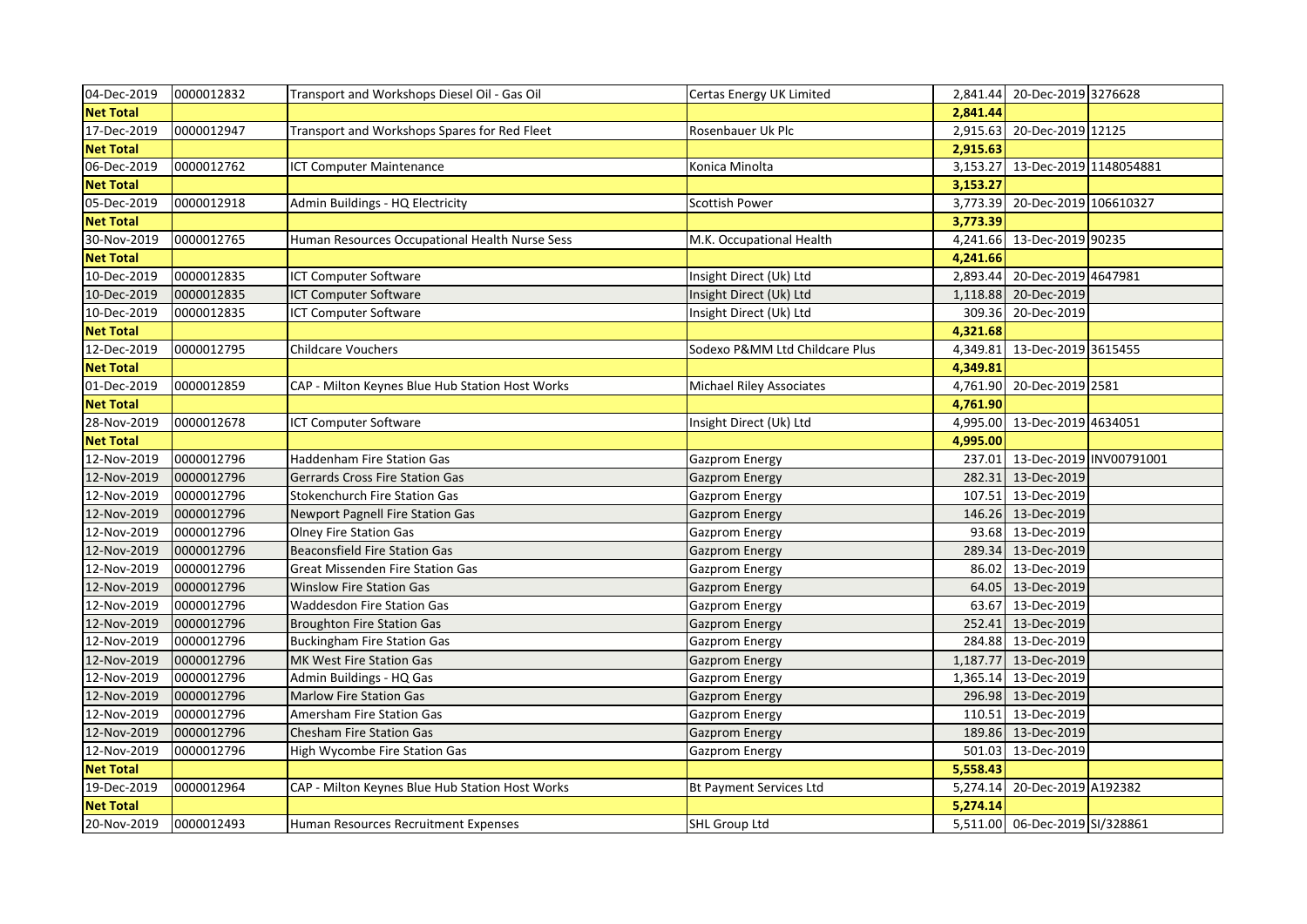| | | | | | | |
|---|---|---|---|---|---|---|
| 04-Dec-2019 | 0000012832 | Transport and Workshops Diesel Oil - Gas Oil | Certas Energy UK Limited | 2,841.44 | 20-Dec-2019 | 3276628 |
| **Net Total** | | | | **2,841.44** | | |
| 17-Dec-2019 | 0000012947 | Transport and Workshops Spares for Red Fleet | Rosenbauer Uk Plc | 2,915.63 | 20-Dec-2019 | 12125 |
| **Net Total** | | | | **2,915.63** | | |
| 06-Dec-2019 | 0000012762 | ICT Computer Maintenance | Konica Minolta | 3,153.27 | 13-Dec-2019 | 1148054881 |
| **Net Total** | | | | **3,153.27** | | |
| 05-Dec-2019 | 0000012918 | Admin Buildings - HQ Electricity | Scottish Power | 3,773.39 | 20-Dec-2019 | 106610327 |
| **Net Total** | | | | **3,773.39** | | |
| 30-Nov-2019 | 0000012765 | Human Resources Occupational Health Nurse Sess | M.K. Occupational Health | 4,241.66 | 13-Dec-2019 | 90235 |
| **Net Total** | | | | **4,241.66** | | |
| 10-Dec-2019 | 0000012835 | ICT Computer Software | Insight Direct (Uk) Ltd | 2,893.44 | 20-Dec-2019 | 4647981 |
| 10-Dec-2019 | 0000012835 | ICT Computer Software | Insight Direct (Uk) Ltd | 1,118.88 | 20-Dec-2019 | |
| 10-Dec-2019 | 0000012835 | ICT Computer Software | Insight Direct (Uk) Ltd | 309.36 | 20-Dec-2019 | |
| **Net Total** | | | | **4,321.68** | | |
| 12-Dec-2019 | 0000012795 | Childcare Vouchers | Sodexo P&MM Ltd Childcare Plus | 4,349.81 | 13-Dec-2019 | 3615455 |
| **Net Total** | | | | **4,349.81** | | |
| 01-Dec-2019 | 0000012859 | CAP - Milton Keynes Blue Hub Station Host Works | Michael Riley Associates | 4,761.90 | 20-Dec-2019 | 2581 |
| **Net Total** | | | | **4,761.90** | | |
| 28-Nov-2019 | 0000012678 | ICT Computer Software | Insight Direct (Uk) Ltd | 4,995.00 | 13-Dec-2019 | 4634051 |
| **Net Total** | | | | **4,995.00** | | |
| 12-Nov-2019 | 0000012796 | Haddenham Fire Station Gas | Gazprom Energy | 237.01 | 13-Dec-2019 | INV00791001 |
| 12-Nov-2019 | 0000012796 | Gerrards Cross Fire Station Gas | Gazprom Energy | 282.31 | 13-Dec-2019 | |
| 12-Nov-2019 | 0000012796 | Stokenchurch Fire Station Gas | Gazprom Energy | 107.51 | 13-Dec-2019 | |
| 12-Nov-2019 | 0000012796 | Newport Pagnell Fire Station Gas | Gazprom Energy | 146.26 | 13-Dec-2019 | |
| 12-Nov-2019 | 0000012796 | Olney Fire Station Gas | Gazprom Energy | 93.68 | 13-Dec-2019 | |
| 12-Nov-2019 | 0000012796 | Beaconsfield Fire Station Gas | Gazprom Energy | 289.34 | 13-Dec-2019 | |
| 12-Nov-2019 | 0000012796 | Great Missenden Fire Station Gas | Gazprom Energy | 86.02 | 13-Dec-2019 | |
| 12-Nov-2019 | 0000012796 | Winslow Fire Station Gas | Gazprom Energy | 64.05 | 13-Dec-2019 | |
| 12-Nov-2019 | 0000012796 | Waddesdon Fire Station Gas | Gazprom Energy | 63.67 | 13-Dec-2019 | |
| 12-Nov-2019 | 0000012796 | Broughton Fire Station Gas | Gazprom Energy | 252.41 | 13-Dec-2019 | |
| 12-Nov-2019 | 0000012796 | Buckingham Fire Station Gas | Gazprom Energy | 284.88 | 13-Dec-2019 | |
| 12-Nov-2019 | 0000012796 | MK West Fire Station Gas | Gazprom Energy | 1,187.77 | 13-Dec-2019 | |
| 12-Nov-2019 | 0000012796 | Admin Buildings - HQ Gas | Gazprom Energy | 1,365.14 | 13-Dec-2019 | |
| 12-Nov-2019 | 0000012796 | Marlow Fire Station Gas | Gazprom Energy | 296.98 | 13-Dec-2019 | |
| 12-Nov-2019 | 0000012796 | Amersham Fire Station Gas | Gazprom Energy | 110.51 | 13-Dec-2019 | |
| 12-Nov-2019 | 0000012796 | Chesham Fire Station Gas | Gazprom Energy | 189.86 | 13-Dec-2019 | |
| 12-Nov-2019 | 0000012796 | High Wycombe Fire Station Gas | Gazprom Energy | 501.03 | 13-Dec-2019 | |
| **Net Total** | | | | **5,558.43** | | |
| 19-Dec-2019 | 0000012964 | CAP - Milton Keynes Blue Hub Station Host Works | Bt Payment Services Ltd | 5,274.14 | 20-Dec-2019 | A192382 |
| **Net Total** | | | | **5,274.14** | | |
| 20-Nov-2019 | 0000012493 | Human Resources Recruitment Expenses | SHL Group Ltd | 5,511.00 | 06-Dec-2019 | SI/328861 |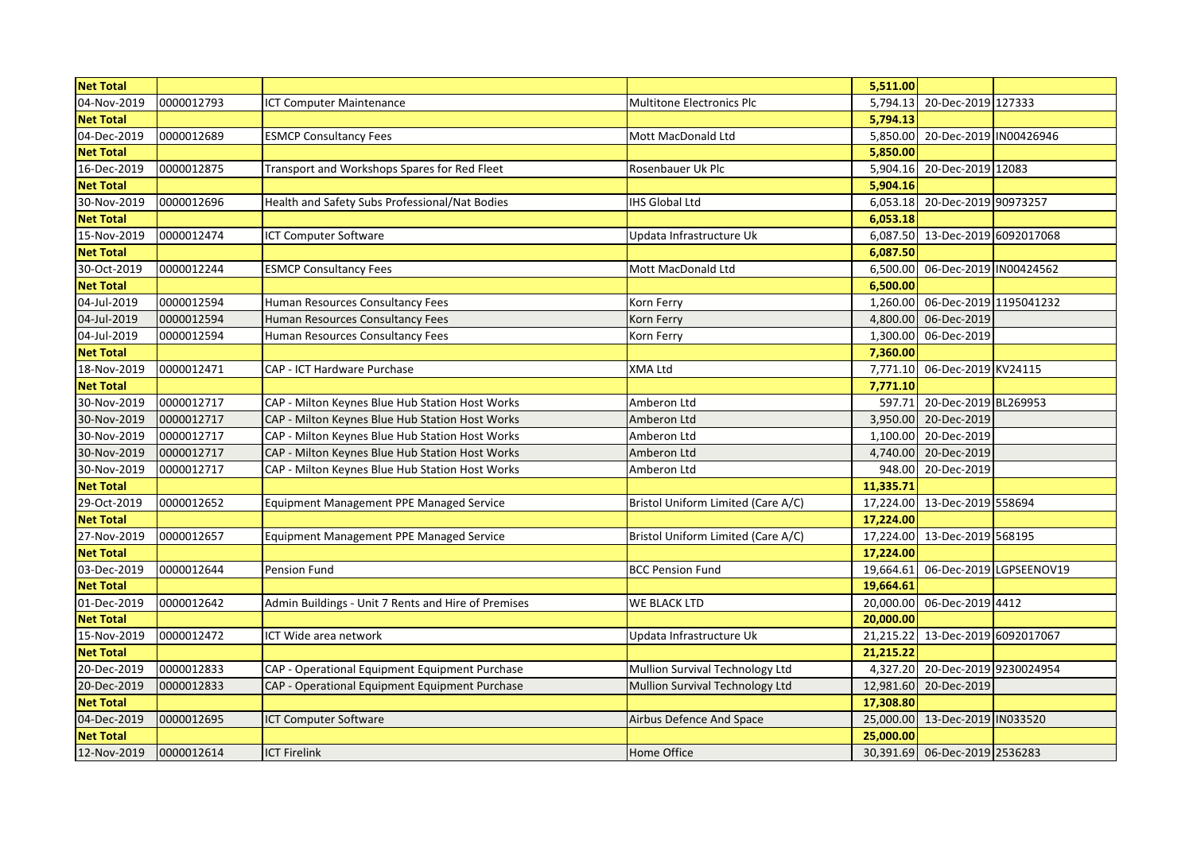| | | | | | | |
|---|---|---|---|---|---|---|
| **Net Total** | | | | **5,511.00** | | |
| 04-Nov-2019 | 0000012793 | ICT Computer Maintenance | Multitone Electronics Plc | 5,794.13 | 20-Dec-2019 | 127333 |
| **Net Total** | | | | **5,794.13** | | |
| 04-Dec-2019 | 0000012689 | ESMCP Consultancy Fees | Mott MacDonald Ltd | 5,850.00 | 20-Dec-2019 | IN00426946 |
| **Net Total** | | | | **5,850.00** | | |
| 16-Dec-2019 | 0000012875 | Transport and Workshops Spares for Red Fleet | Rosenbauer Uk Plc | 5,904.16 | 20-Dec-2019 | 12083 |
| **Net Total** | | | | **5,904.16** | | |
| 30-Nov-2019 | 0000012696 | Health and Safety Subs Professional/Nat Bodies | IHS Global Ltd | 6,053.18 | 20-Dec-2019 | 90973257 |
| **Net Total** | | | | **6,053.18** | | |
| 15-Nov-2019 | 0000012474 | ICT Computer Software | Updata Infrastructure Uk | 6,087.50 | 13-Dec-2019 | 6092017068 |
| **Net Total** | | | | **6,087.50** | | |
| 30-Oct-2019 | 0000012244 | ESMCP Consultancy Fees | Mott MacDonald Ltd | 6,500.00 | 06-Dec-2019 | IN00424562 |
| **Net Total** | | | | **6,500.00** | | |
| 04-Jul-2019 | 0000012594 | Human Resources Consultancy Fees | Korn Ferry | 1,260.00 | 06-Dec-2019 | 1195041232 |
| 04-Jul-2019 | 0000012594 | Human Resources Consultancy Fees | Korn Ferry | 4,800.00 | 06-Dec-2019 | |
| 04-Jul-2019 | 0000012594 | Human Resources Consultancy Fees | Korn Ferry | 1,300.00 | 06-Dec-2019 | |
| **Net Total** | | | | **7,360.00** | | |
| 18-Nov-2019 | 0000012471 | CAP - ICT Hardware Purchase | XMA Ltd | 7,771.10 | 06-Dec-2019 | KV24115 |
| **Net Total** | | | | **7,771.10** | | |
| 30-Nov-2019 | 0000012717 | CAP - Milton Keynes Blue Hub Station Host Works | Amberon Ltd | 597.71 | 20-Dec-2019 | BL269953 |
| 30-Nov-2019 | 0000012717 | CAP - Milton Keynes Blue Hub Station Host Works | Amberon Ltd | 3,950.00 | 20-Dec-2019 | |
| 30-Nov-2019 | 0000012717 | CAP - Milton Keynes Blue Hub Station Host Works | Amberon Ltd | 1,100.00 | 20-Dec-2019 | |
| 30-Nov-2019 | 0000012717 | CAP - Milton Keynes Blue Hub Station Host Works | Amberon Ltd | 4,740.00 | 20-Dec-2019 | |
| 30-Nov-2019 | 0000012717 | CAP - Milton Keynes Blue Hub Station Host Works | Amberon Ltd | 948.00 | 20-Dec-2019 | |
| **Net Total** | | | | **11,335.71** | | |
| 29-Oct-2019 | 0000012652 | Equipment Management PPE Managed Service | Bristol Uniform Limited (Care A/C) | 17,224.00 | 13-Dec-2019 | 558694 |
| **Net Total** | | | | **17,224.00** | | |
| 27-Nov-2019 | 0000012657 | Equipment Management PPE Managed Service | Bristol Uniform Limited (Care A/C) | 17,224.00 | 13-Dec-2019 | 568195 |
| **Net Total** | | | | **17,224.00** | | |
| 03-Dec-2019 | 0000012644 | Pension Fund | BCC Pension Fund | 19,664.61 | 06-Dec-2019 | LGPSEENOV19 |
| **Net Total** | | | | **19,664.61** | | |
| 01-Dec-2019 | 0000012642 | Admin Buildings - Unit 7 Rents and Hire of Premises | WE BLACK LTD | 20,000.00 | 06-Dec-2019 | 4412 |
| **Net Total** | | | | **20,000.00** | | |
| 15-Nov-2019 | 0000012472 | ICT Wide area network | Updata Infrastructure Uk | 21,215.22 | 13-Dec-2019 | 6092017067 |
| **Net Total** | | | | **21,215.22** | | |
| 20-Dec-2019 | 0000012833 | CAP - Operational Equipment Equipment Purchase | Mullion Survival Technology Ltd | 4,327.20 | 20-Dec-2019 | 9230024954 |
| 20-Dec-2019 | 0000012833 | CAP - Operational Equipment Equipment Purchase | Mullion Survival Technology Ltd | 12,981.60 | 20-Dec-2019 | |
| **Net Total** | | | | **17,308.80** | | |
| 04-Dec-2019 | 0000012695 | ICT Computer Software | Airbus Defence And Space | 25,000.00 | 13-Dec-2019 | IN033520 |
| **Net Total** | | | | **25,000.00** | | |
| 12-Nov-2019 | 0000012614 | ICT Firelink | Home Office | 30,391.69 | 06-Dec-2019 | 2536283 |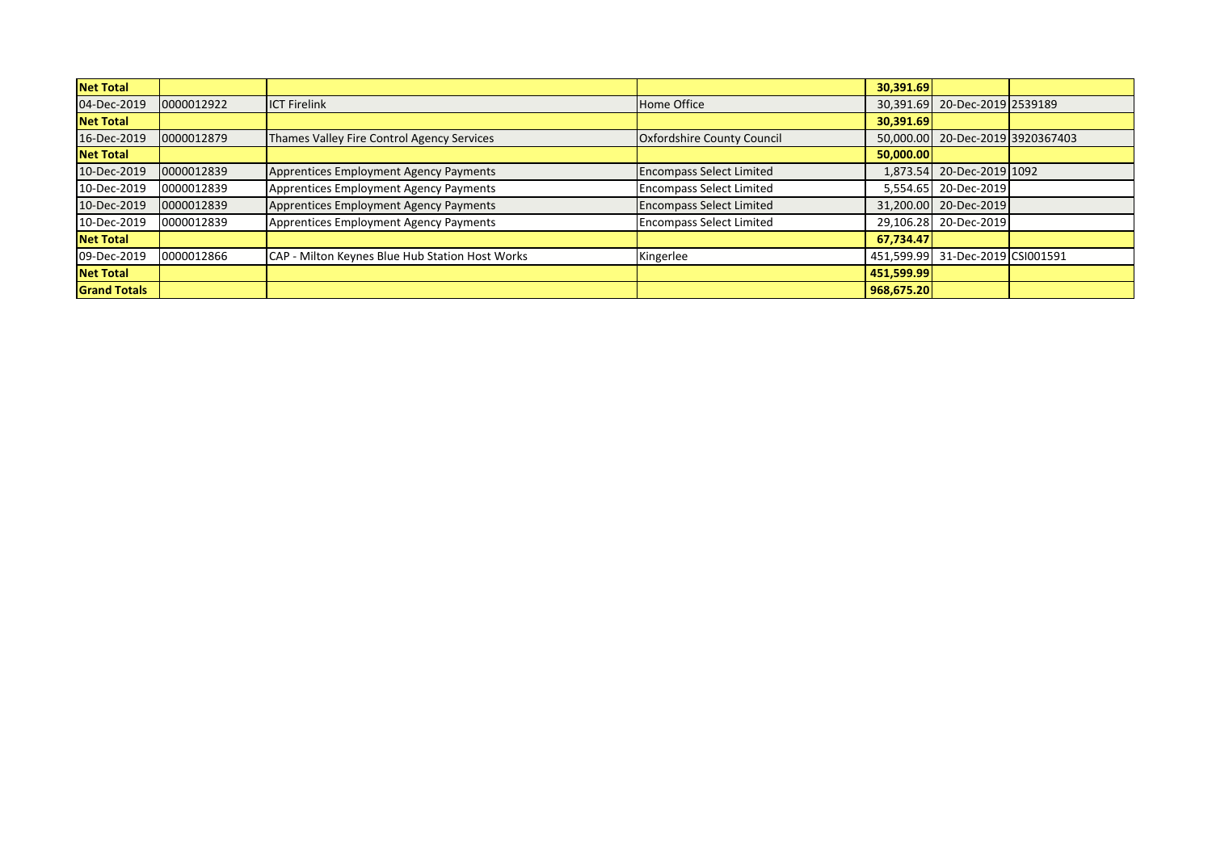| | | | | | | |
|---|---|---|---|---|---|---|
| **Net Total** | | | | **30,391.69** | | |
| 04-Dec-2019 | 0000012922 | ICT Firelink | Home Office | 30,391.69 | 20-Dec-2019 | 2539189 |
| **Net Total** | | | | **30,391.69** | | |
| 16-Dec-2019 | 0000012879 | Thames Valley Fire Control Agency Services | Oxfordshire County Council | 50,000.00 | 20-Dec-2019 | 3920367403 |
| **Net Total** | | | | **50,000.00** | | |
| 10-Dec-2019 | 0000012839 | Apprentices Employment Agency Payments | Encompass Select Limited | 1,873.54 | 20-Dec-2019 | 1092 |
| 10-Dec-2019 | 0000012839 | Apprentices Employment Agency Payments | Encompass Select Limited | 5,554.65 | 20-Dec-2019 | |
| 10-Dec-2019 | 0000012839 | Apprentices Employment Agency Payments | Encompass Select Limited | 31,200.00 | 20-Dec-2019 | |
| 10-Dec-2019 | 0000012839 | Apprentices Employment Agency Payments | Encompass Select Limited | 29,106.28 | 20-Dec-2019 | |
| **Net Total** | | | | **67,734.47** | | |
| 09-Dec-2019 | 0000012866 | CAP - Milton Keynes Blue Hub Station Host Works | Kingerlee | 451,599.99 | 31-Dec-2019 | CSI001591 |
| **Net Total** | | | | **451,599.99** | | |
| **Grand Totals** | | | | **968,675.20** | | |